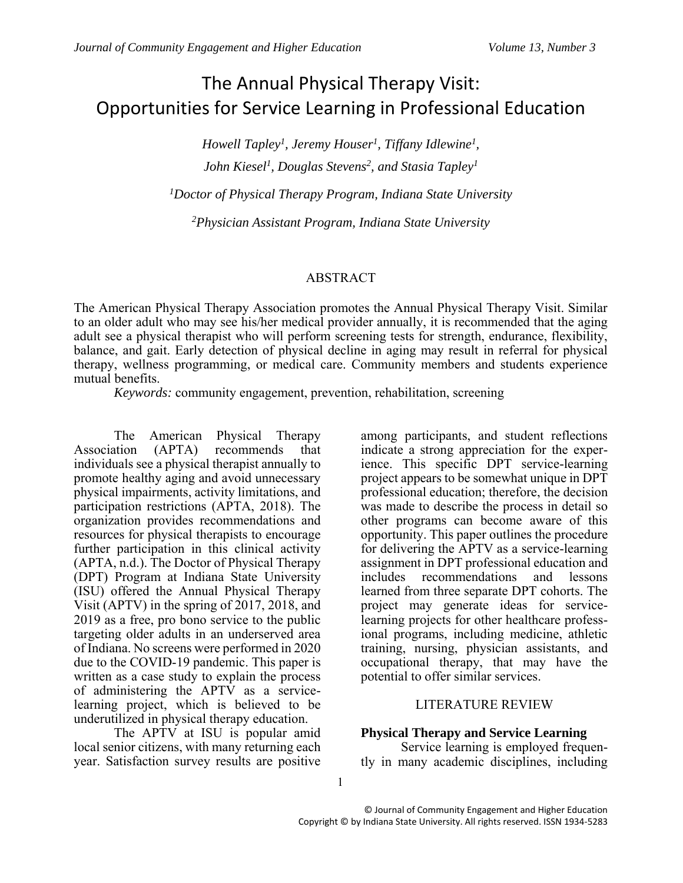# The Annual Physical Therapy Visit: Opportunities for Service Learning in Professional Education

*Howell Tapley[1], Jeremy Houser[1], Tiffany Idlewine[1], John Kiesel[1], Douglas Stevens[2], and Stasia Tapley[1]*

*[1]Doctor of Physical Therapy Program, Indiana State University*

*[2]Physician Assistant Program, Indiana State University*

## ABSTRACT

The American Physical Therapy Association promotes the Annual Physical Therapy Visit. Similar to an older adult who may see his/her medical provider annually, it is recommended that the aging adult see a physical therapist who will perform screening tests for strength, endurance, flexibility, balance, and gait. Early detection of physical decline in aging may result in referral for physical therapy, wellness programming, or medical care. Community members and students experience mutual benefits.

*Keywords:* community engagement, prevention, rehabilitation, screening

The American Physical Therapy Association (APTA) recommends that individuals see a physical therapist annually to promote healthy aging and avoid unnecessary physical impairments, activity limitations, and participation restrictions (APTA, 2018). The organization provides recommendations and resources for physical therapists to encourage further participation in this clinical activity (APTA, n.d.). The Doctor of Physical Therapy (DPT) Program at Indiana State University (ISU) offered the Annual Physical Therapy Visit (APTV) in the spring of 2017, 2018, and 2019 as a free, pro bono service to the public targeting older adults in an underserved area of Indiana. No screens were performed in 2020 due to the COVID-19 pandemic. This paper is written as a case study to explain the process of administering the APTV as a service-learning project, which is believed to be underutilized in physical therapy education.

The APTV at ISU is popular amid local senior citizens, with many returning each year. Satisfaction survey results are positive among participants, and student reflections indicate a strong appreciation for the experience. This specific DPT service-learning project appears to be somewhat unique in DPT professional education; therefore, the decision was made to describe the process in detail so other programs can become aware of this opportunity. This paper outlines the procedure for delivering the APTV as a service-learning assignment in DPT professional education and includes recommendations and lessons learned from three separate DPT cohorts. The project may generate ideas for service-learning projects for other healthcare professional programs, including medicine, athletic training, nursing, physician assistants, and occupational therapy, that may have the potential to offer similar services.

## LITERATURE REVIEW

### Physical Therapy and Service Learning

Service learning is employed frequently in many academic disciplines, including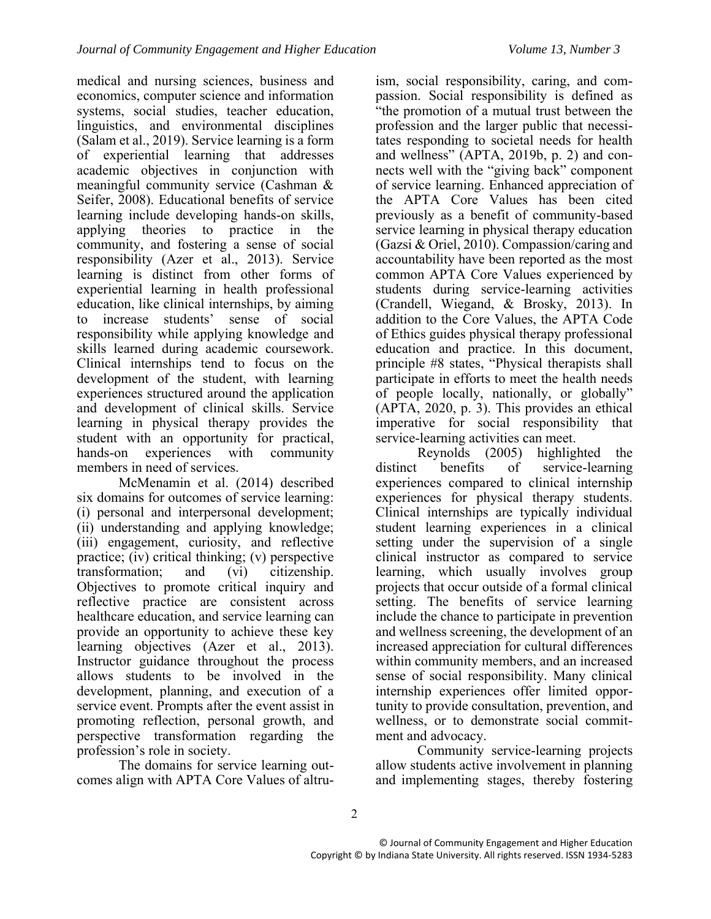medical and nursing sciences, business and economics, computer science and information systems, social studies, teacher education, linguistics, and environmental disciplines (Salam et al., 2019). Service learning is a form of experiential learning that addresses academic objectives in conjunction with meaningful community service (Cashman & Seifer, 2008). Educational benefits of service learning include developing hands-on skills, applying theories to practice in the community, and fostering a sense of social responsibility (Azer et al., 2013). Service learning is distinct from other forms of experiential learning in health professional education, like clinical internships, by aiming to increase students' sense of social responsibility while applying knowledge and skills learned during academic coursework. Clinical internships tend to focus on the development of the student, with learning experiences structured around the application and development of clinical skills. Service learning in physical therapy provides the student with an opportunity for practical, hands-on experiences with community members in need of services.

McMenamin et al. (2014) described six domains for outcomes of service learning: (i) personal and interpersonal development; (ii) understanding and applying knowledge; (iii) engagement, curiosity, and reflective practice; (iv) critical thinking; (v) perspective transformation; and (vi) citizenship. Objectives to promote critical inquiry and reflective practice are consistent across healthcare education, and service learning can provide an opportunity to achieve these key learning objectives (Azer et al., 2013). Instructor guidance throughout the process allows students to be involved in the development, planning, and execution of a service event. Prompts after the event assist in promoting reflection, personal growth, and perspective transformation regarding the profession's role in society.

The domains for service learning outcomes align with APTA Core Values of altruism, social responsibility, caring, and compassion. Social responsibility is defined as "the promotion of a mutual trust between the profession and the larger public that necessitates responding to societal needs for health and wellness" (APTA, 2019b, p. 2) and connects well with the "giving back" component of service learning. Enhanced appreciation of the APTA Core Values has been cited previously as a benefit of community-based service learning in physical therapy education (Gazsi & Oriel, 2010). Compassion/caring and accountability have been reported as the most common APTA Core Values experienced by students during service-learning activities (Crandell, Wiegand, & Brosky, 2013). In addition to the Core Values, the APTA Code of Ethics guides physical therapy professional education and practice. In this document, principle #8 states, "Physical therapists shall participate in efforts to meet the health needs of people locally, nationally, or globally" (APTA, 2020, p. 3). This provides an ethical imperative for social responsibility that service-learning activities can meet.

Reynolds (2005) highlighted the distinct benefits of service-learning experiences compared to clinical internship experiences for physical therapy students. Clinical internships are typically individual student learning experiences in a clinical setting under the supervision of a single clinical instructor as compared to service learning, which usually involves group projects that occur outside of a formal clinical setting. The benefits of service learning include the chance to participate in prevention and wellness screening, the development of an increased appreciation for cultural differences within community members, and an increased sense of social responsibility. Many clinical internship experiences offer limited opportunity to provide consultation, prevention, and wellness, or to demonstrate social commitment and advocacy.

Community service-learning projects allow students active involvement in planning and implementing stages, thereby fostering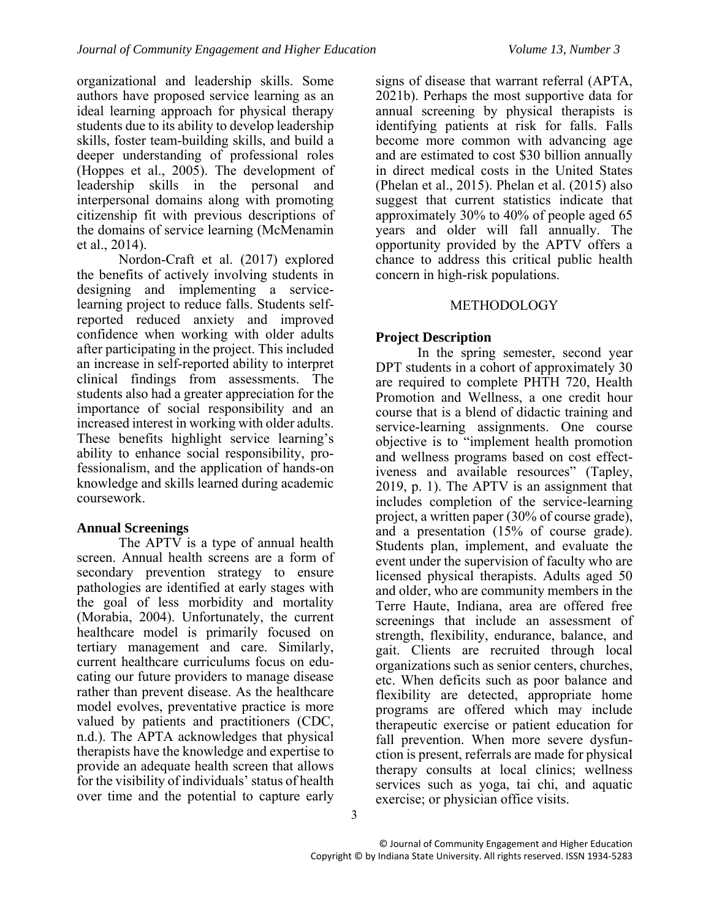organizational and leadership skills. Some authors have proposed service learning as an ideal learning approach for physical therapy students due to its ability to develop leadership skills, foster team-building skills, and build a deeper understanding of professional roles (Hoppes et al., 2005). The development of leadership skills in the personal and interpersonal domains along with promoting citizenship fit with previous descriptions of the domains of service learning (McMenamin et al., 2014).

Nordon-Craft et al. (2017) explored the benefits of actively involving students in designing and implementing a service-learning project to reduce falls. Students self-reported reduced anxiety and improved confidence when working with older adults after participating in the project. This included an increase in self-reported ability to interpret clinical findings from assessments. The students also had a greater appreciation for the importance of social responsibility and an increased interest in working with older adults. These benefits highlight service learning's ability to enhance social responsibility, professionalism, and the application of hands-on knowledge and skills learned during academic coursework.

### Annual Screenings

The APTV is a type of annual health screen. Annual health screens are a form of secondary prevention strategy to ensure pathologies are identified at early stages with the goal of less morbidity and mortality (Morabia, 2004). Unfortunately, the current healthcare model is primarily focused on tertiary management and care. Similarly, current healthcare curriculums focus on educating our future providers to manage disease rather than prevent disease. As the healthcare model evolves, preventative practice is more valued by patients and practitioners (CDC, n.d.). The APTA acknowledges that physical therapists have the knowledge and expertise to provide an adequate health screen that allows for the visibility of individuals' status of health over time and the potential to capture early signs of disease that warrant referral (APTA, 2021b). Perhaps the most supportive data for annual screening by physical therapists is identifying patients at risk for falls. Falls become more common with advancing age and are estimated to cost $30 billion annually in direct medical costs in the United States (Phelan et al., 2015). Phelan et al. (2015) also suggest that current statistics indicate that approximately 30% to 40% of people aged 65 years and older will fall annually. The opportunity provided by the APTV offers a chance to address this critical public health concern in high-risk populations.

## METHODOLOGY

### Project Description

In the spring semester, second year DPT students in a cohort of approximately 30 are required to complete PHTH 720, Health Promotion and Wellness, a one credit hour course that is a blend of didactic training and service-learning assignments. One course objective is to "implement health promotion and wellness programs based on cost effectiveness and available resources" (Tapley, 2019, p. 1). The APTV is an assignment that includes completion of the service-learning project, a written paper (30% of course grade), and a presentation (15% of course grade). Students plan, implement, and evaluate the event under the supervision of faculty who are licensed physical therapists. Adults aged 50 and older, who are community members in the Terre Haute, Indiana, area are offered free screenings that include an assessment of strength, flexibility, endurance, balance, and gait. Clients are recruited through local organizations such as senior centers, churches, etc. When deficits such as poor balance and flexibility are detected, appropriate home programs are offered which may include therapeutic exercise or patient education for fall prevention. When more severe dysfunction is present, referrals are made for physical therapy consults at local clinics; wellness services such as yoga, tai chi, and aquatic exercise; or physician office visits.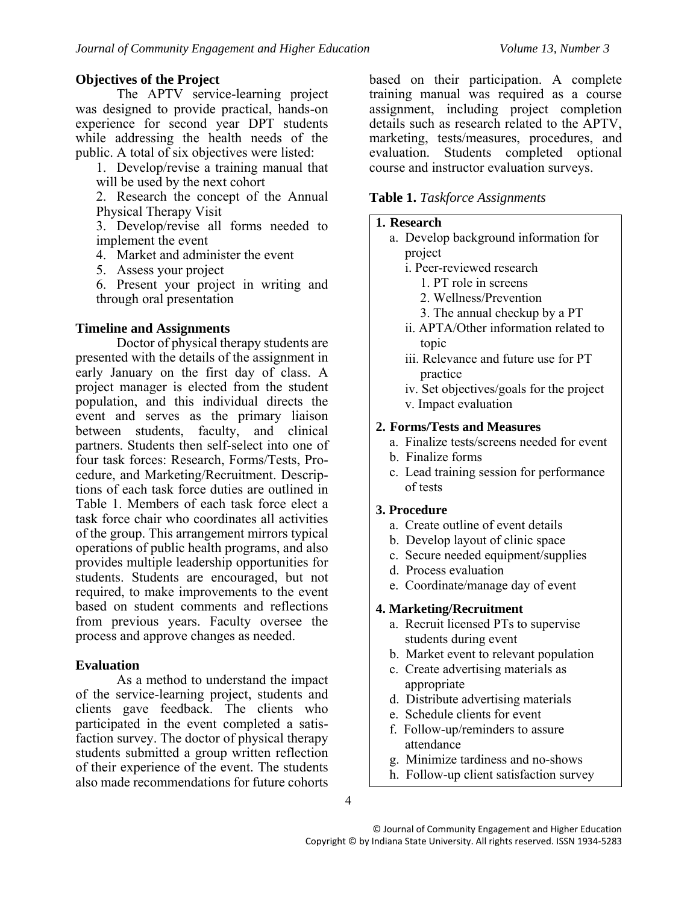### Objectives of the Project

The APTV service-learning project was designed to provide practical, hands-on experience for second year DPT students while addressing the health needs of the public. A total of six objectives were listed:

1. Develop/revise a training manual that will be used by the next cohort
2. Research the concept of the Annual Physical Therapy Visit
3. Develop/revise all forms needed to implement the event
4. Market and administer the event
5. Assess your project
6. Present your project in writing and through oral presentation

### Timeline and Assignments

Doctor of physical therapy students are presented with the details of the assignment in early January on the first day of class. A project manager is elected from the student population, and this individual directs the event and serves as the primary liaison between students, faculty, and clinical partners. Students then self-select into one of four task forces: Research, Forms/Tests, Procedure, and Marketing/Recruitment. Descriptions of each task force duties are outlined in Table 1. Members of each task force elect a task force chair who coordinates all activities of the group. This arrangement mirrors typical operations of public health programs, and also provides multiple leadership opportunities for students. Students are encouraged, but not required, to make improvements to the event based on student comments and reflections from previous years. Faculty oversee the process and approve changes as needed.

### Evaluation

As a method to understand the impact of the service-learning project, students and clients gave feedback. The clients who participated in the event completed a satisfaction survey. The doctor of physical therapy students submitted a group written reflection of their experience of the event. The students also made recommendations for future cohorts based on their participation. A complete training manual was required as a course assignment, including project completion details such as research related to the APTV, marketing, tests/measures, procedures, and evaluation. Students completed optional course and instructor evaluation surveys.

**Table 1.** *Taskforce Assignments*

**1. Research**

- a. Develop background information for project
  - i. Peer-reviewed research
    1. PT role in screens
    2. Wellness/Prevention
    3. The annual checkup by a PT
  - ii. APTA/Other information related to topic
  - iii. Relevance and future use for PT practice
  - iv. Set objectives/goals for the project
  - v. Impact evaluation

**2. Forms/Tests and Measures**

- a. Finalize tests/screens needed for event
- b. Finalize forms
- c. Lead training session for performance of tests

**3. Procedure**

- a. Create outline of event details
- b. Develop layout of clinic space
- c. Secure needed equipment/supplies
- d. Process evaluation
- e. Coordinate/manage day of event

**4. Marketing/Recruitment**

- a. Recruit licensed PTs to supervise students during event
- b. Market event to relevant population
- c. Create advertising materials as appropriate
- d. Distribute advertising materials
- e. Schedule clients for event
- f. Follow-up/reminders to assure attendance
- g. Minimize tardiness and no-shows
- h. Follow-up client satisfaction survey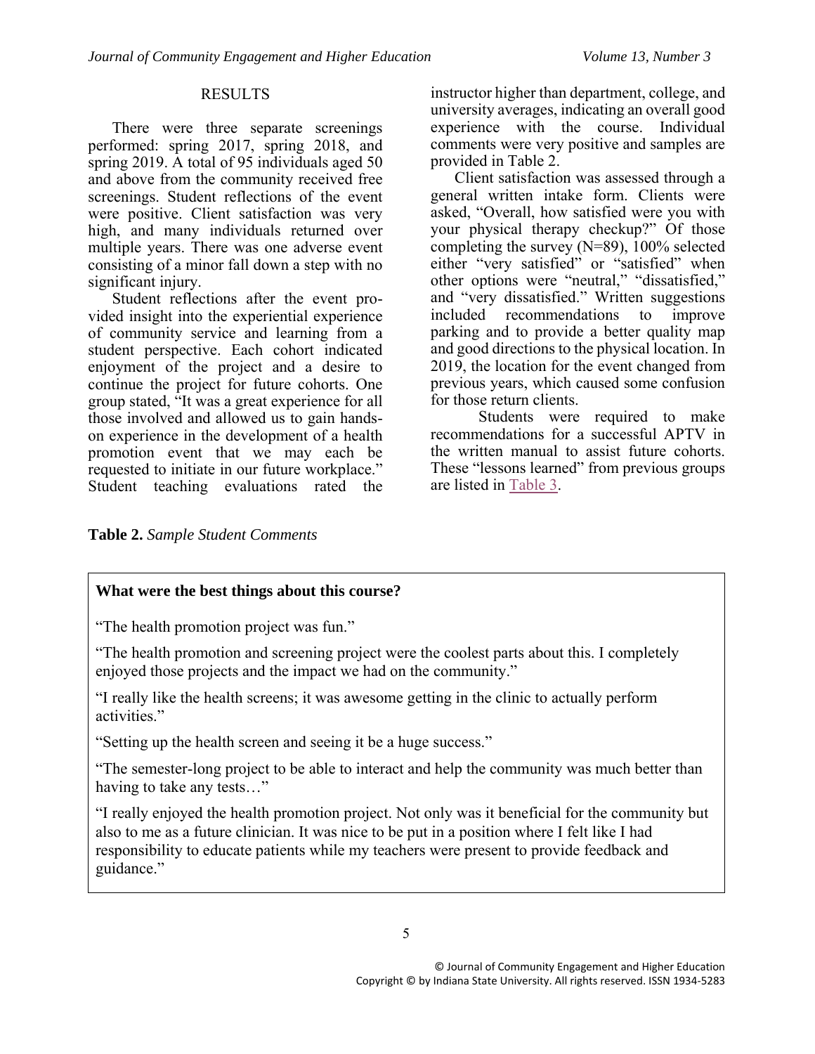## RESULTS

There were three separate screenings performed: spring 2017, spring 2018, and spring 2019. A total of 95 individuals aged 50 and above from the community received free screenings. Student reflections of the event were positive. Client satisfaction was very high, and many individuals returned over multiple years. There was one adverse event consisting of a minor fall down a step with no significant injury.

Student reflections after the event provided insight into the experiential experience of community service and learning from a student perspective. Each cohort indicated enjoyment of the project and a desire to continue the project for future cohorts. One group stated, "It was a great experience for all those involved and allowed us to gain hands-on experience in the development of a health promotion event that we may each be requested to initiate in our future workplace." Student teaching evaluations rated the instructor higher than department, college, and university averages, indicating an overall good experience with the course. Individual comments were very positive and samples are provided in Table 2.

Client satisfaction was assessed through a general written intake form. Clients were asked, "Overall, how satisfied were you with your physical therapy checkup?" Of those completing the survey (N=89), 100% selected either "very satisfied" or "satisfied" when other options were "neutral," "dissatisfied," and "very dissatisfied." Written suggestions included recommendations to improve parking and to provide a better quality map and good directions to the physical location. In 2019, the location for the event changed from previous years, which caused some confusion for those return clients.

Students were required to make recommendations for a successful APTV in the written manual to assist future cohorts. These "lessons learned" from previous groups are listed in Table 3.

**Table 2.** *Sample Student Comments*

**What were the best things about this course?**

"The health promotion project was fun."

"The health promotion and screening project were the coolest parts about this. I completely enjoyed those projects and the impact we had on the community."

"I really like the health screens; it was awesome getting in the clinic to actually perform activities."

"Setting up the health screen and seeing it be a huge success."

"The semester-long project to be able to interact and help the community was much better than having to take any tests…"

"I really enjoyed the health promotion project. Not only was it beneficial for the community but also to me as a future clinician. It was nice to be put in a position where I felt like I had responsibility to educate patients while my teachers were present to provide feedback and guidance."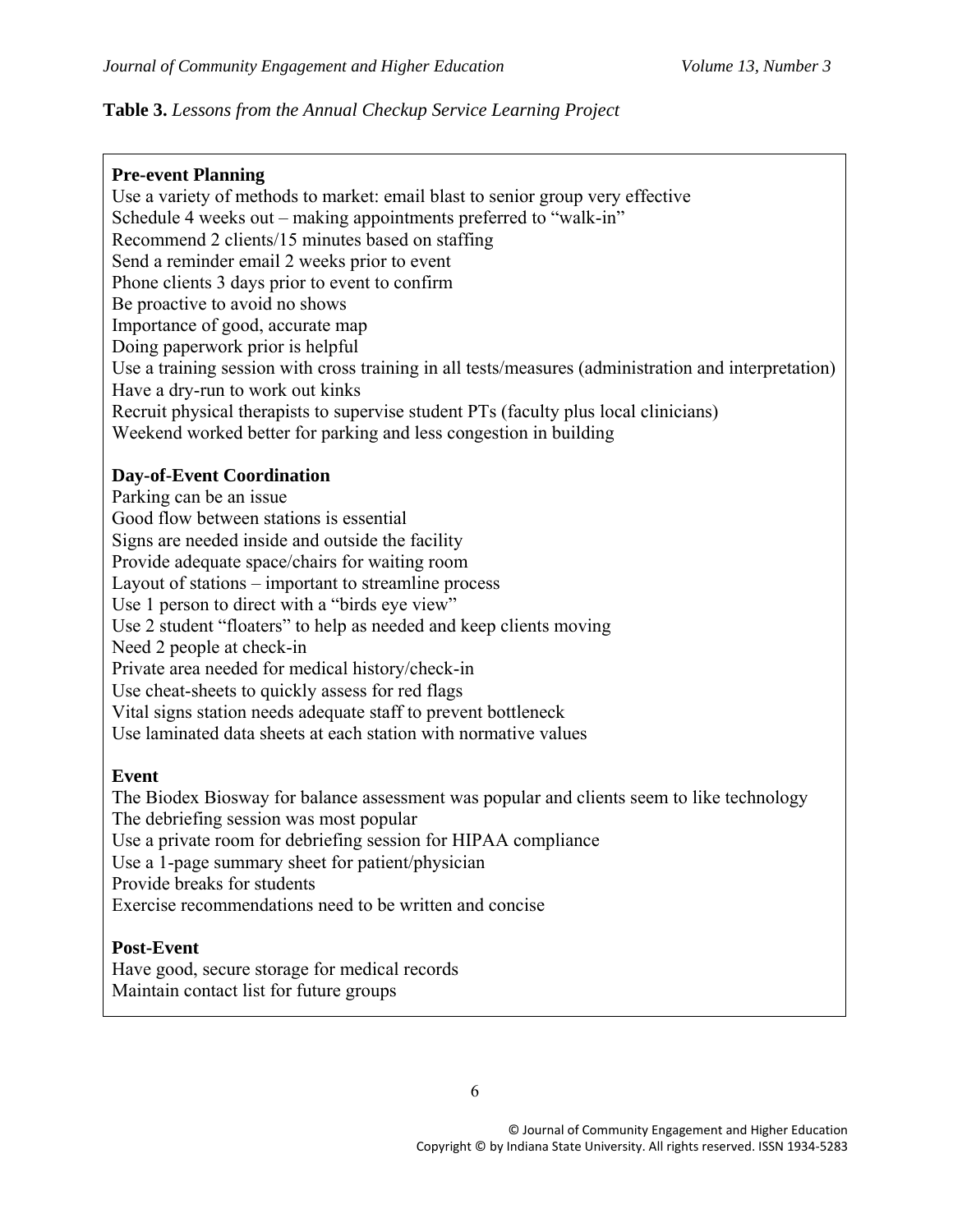**Table 3.** *Lessons from the Annual Checkup Service Learning Project*

**Pre-event Planning**

Use a variety of methods to market: email blast to senior group very effective
Schedule 4 weeks out – making appointments preferred to "walk-in"
Recommend 2 clients/15 minutes based on staffing
Send a reminder email 2 weeks prior to event
Phone clients 3 days prior to event to confirm
Be proactive to avoid no shows
Importance of good, accurate map
Doing paperwork prior is helpful
Use a training session with cross training in all tests/measures (administration and interpretation)
Have a dry-run to work out kinks
Recruit physical therapists to supervise student PTs (faculty plus local clinicians)
Weekend worked better for parking and less congestion in building

**Day-of-Event Coordination**

Parking can be an issue
Good flow between stations is essential
Signs are needed inside and outside the facility
Provide adequate space/chairs for waiting room
Layout of stations – important to streamline process
Use 1 person to direct with a "birds eye view"
Use 2 student "floaters" to help as needed and keep clients moving
Need 2 people at check-in
Private area needed for medical history/check-in
Use cheat-sheets to quickly assess for red flags
Vital signs station needs adequate staff to prevent bottleneck
Use laminated data sheets at each station with normative values

**Event**

The Biodex Biosway for balance assessment was popular and clients seem to like technology
The debriefing session was most popular
Use a private room for debriefing session for HIPAA compliance
Use a 1-page summary sheet for patient/physician
Provide breaks for students
Exercise recommendations need to be written and concise

**Post-Event**

Have good, secure storage for medical records
Maintain contact list for future groups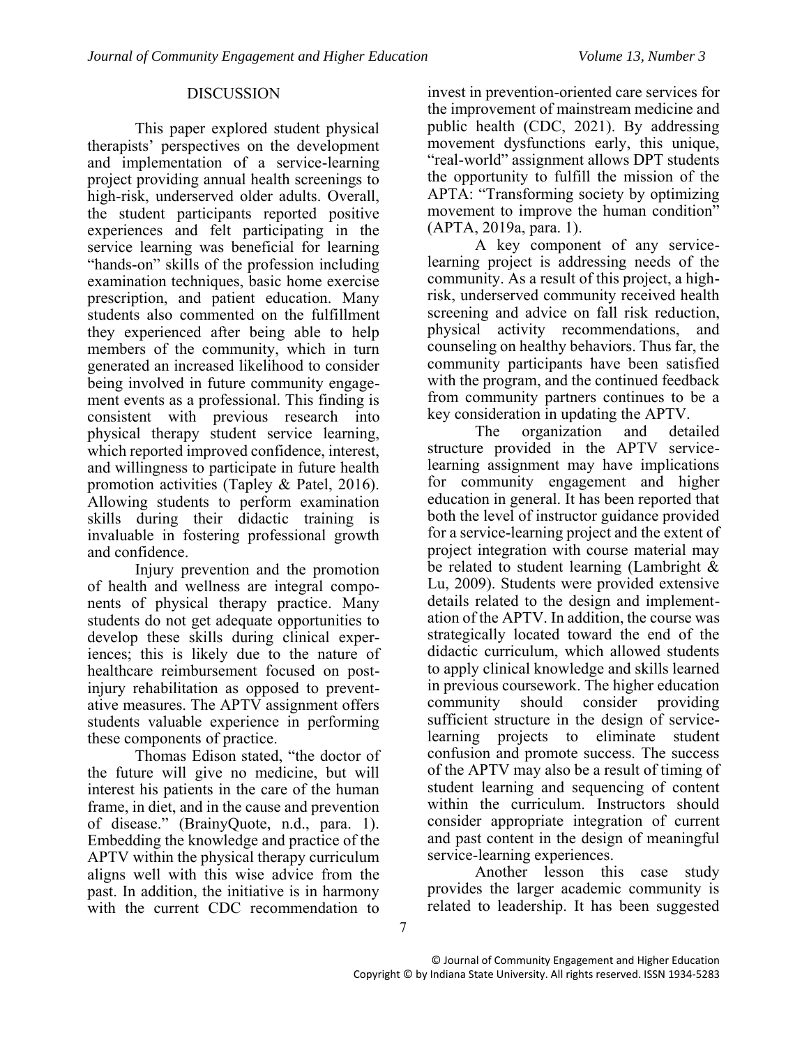## DISCUSSION

This paper explored student physical therapists' perspectives on the development and implementation of a service-learning project providing annual health screenings to high-risk, underserved older adults. Overall, the student participants reported positive experiences and felt participating in the service learning was beneficial for learning "hands-on" skills of the profession including examination techniques, basic home exercise prescription, and patient education. Many students also commented on the fulfillment they experienced after being able to help members of the community, which in turn generated an increased likelihood to consider being involved in future community engagement events as a professional. This finding is consistent with previous research into physical therapy student service learning, which reported improved confidence, interest, and willingness to participate in future health promotion activities (Tapley & Patel, 2016). Allowing students to perform examination skills during their didactic training is invaluable in fostering professional growth and confidence.

Injury prevention and the promotion of health and wellness are integral components of physical therapy practice. Many students do not get adequate opportunities to develop these skills during clinical experiences; this is likely due to the nature of healthcare reimbursement focused on post-injury rehabilitation as opposed to preventative measures. The APTV assignment offers students valuable experience in performing these components of practice.

Thomas Edison stated, "the doctor of the future will give no medicine, but will interest his patients in the care of the human frame, in diet, and in the cause and prevention of disease." (BrainyQuote, n.d., para. 1). Embedding the knowledge and practice of the APTV within the physical therapy curriculum aligns well with this wise advice from the past. In addition, the initiative is in harmony with the current CDC recommendation to invest in prevention-oriented care services for the improvement of mainstream medicine and public health (CDC, 2021). By addressing movement dysfunctions early, this unique, "real-world" assignment allows DPT students the opportunity to fulfill the mission of the APTA: "Transforming society by optimizing movement to improve the human condition" (APTA, 2019a, para. 1).

A key component of any service-learning project is addressing needs of the community. As a result of this project, a high-risk, underserved community received health screening and advice on fall risk reduction, physical activity recommendations, and counseling on healthy behaviors. Thus far, the community participants have been satisfied with the program, and the continued feedback from community partners continues to be a key consideration in updating the APTV.

The organization and detailed structure provided in the APTV service-learning assignment may have implications for community engagement and higher education in general. It has been reported that both the level of instructor guidance provided for a service-learning project and the extent of project integration with course material may be related to student learning (Lambright & Lu, 2009). Students were provided extensive details related to the design and implementation of the APTV. In addition, the course was strategically located toward the end of the didactic curriculum, which allowed students to apply clinical knowledge and skills learned in previous coursework. The higher education community should consider providing sufficient structure in the design of service-learning projects to eliminate student confusion and promote success. The success of the APTV may also be a result of timing of student learning and sequencing of content within the curriculum. Instructors should consider appropriate integration of current and past content in the design of meaningful service-learning experiences.

Another lesson this case study provides the larger academic community is related to leadership. It has been suggested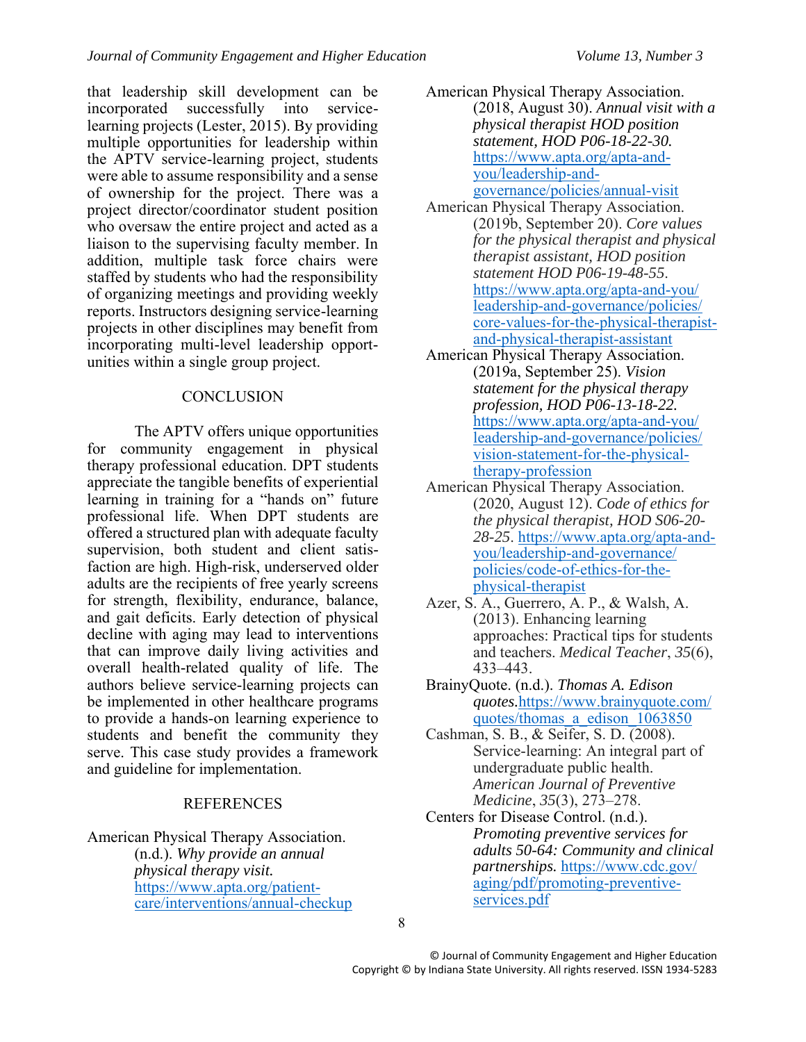that leadership skill development can be incorporated successfully into service-learning projects (Lester, 2015). By providing multiple opportunities for leadership within the APTV service-learning project, students were able to assume responsibility and a sense of ownership for the project. There was a project director/coordinator student position who oversaw the entire project and acted as a liaison to the supervising faculty member. In addition, multiple task force chairs were staffed by students who had the responsibility of organizing meetings and providing weekly reports. Instructors designing service-learning projects in other disciplines may benefit from incorporating multi-level leadership opportunities within a single group project.

## CONCLUSION

The APTV offers unique opportunities for community engagement in physical therapy professional education. DPT students appreciate the tangible benefits of experiential learning in training for a "hands on" future professional life. When DPT students are offered a structured plan with adequate faculty supervision, both student and client satisfaction are high. High-risk, underserved older adults are the recipients of free yearly screens for strength, flexibility, endurance, balance, and gait deficits. Early detection of physical decline with aging may lead to interventions that can improve daily living activities and overall health-related quality of life. The authors believe service-learning projects can be implemented in other healthcare programs to provide a hands-on learning experience to students and benefit the community they serve. This case study provides a framework and guideline for implementation.

## REFERENCES

American Physical Therapy Association. (n.d.). *Why provide an annual physical therapy visit.* https://www.apta.org/patient-care/interventions/annual-checkup

American Physical Therapy Association. (2018, August 30). *Annual visit with a physical therapist HOD position statement, HOD P06-18-22-30.* https://www.apta.org/apta-and-you/leadership-and-governance/policies/annual-visit

American Physical Therapy Association. (2019b, September 20). *Core values for the physical therapist and physical therapist assistant, HOD position statement HOD P06-19-48-55*. https://www.apta.org/apta-and-you/leadership-and-governance/policies/core-values-for-the-physical-therapist-and-physical-therapist-assistant

American Physical Therapy Association. (2019a, September 25). *Vision statement for the physical therapy profession, HOD P06-13-18-22.* https://www.apta.org/apta-and-you/leadership-and-governance/policies/vision-statement-for-the-physical-therapy-profession

American Physical Therapy Association. (2020, August 12). *Code of ethics for the physical therapist, HOD S06-20-28-25*. https://www.apta.org/apta-and-you/leadership-and-governance/policies/code-of-ethics-for-the-physical-therapist

Azer, S. A., Guerrero, A. P., & Walsh, A. (2013). Enhancing learning approaches: Practical tips for students and teachers. *Medical Teacher*, *35*(6), 433–443.

BrainyQuote. (n.d.). *Thomas A. Edison quotes.*https://www.brainyquote.com/quotes/thomas_a_edison_1063850

Cashman, S. B., & Seifer, S. D. (2008). Service-learning: An integral part of undergraduate public health. *American Journal of Preventive Medicine*, *35*(3), 273–278.

Centers for Disease Control. (n.d.). *Promoting preventive services for adults 50-64: Community and clinical partnerships.* https://www.cdc.gov/aging/pdf/promoting-preventive-services.pdf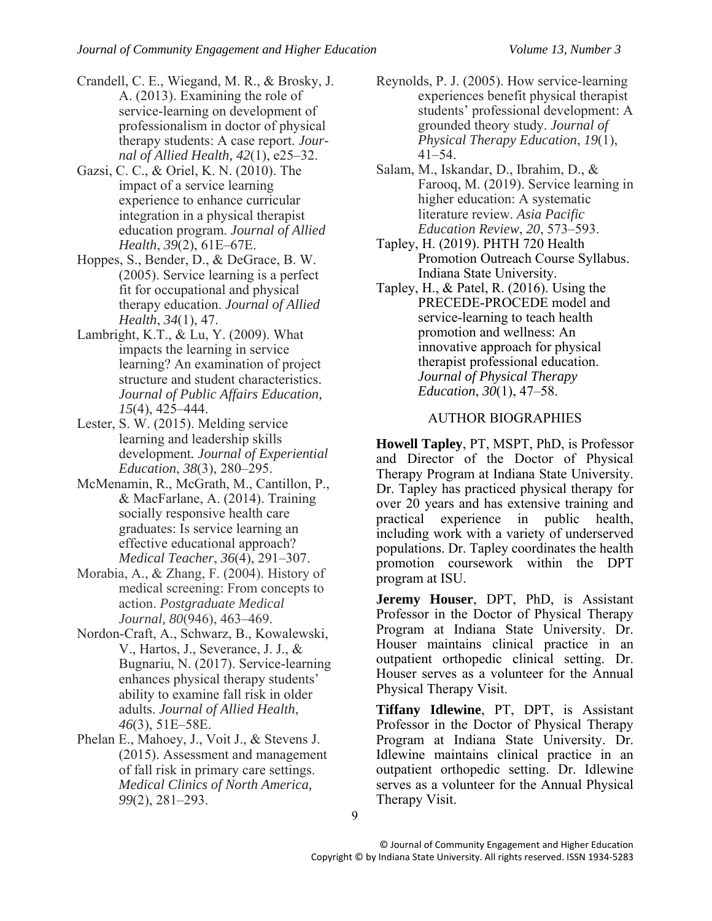Crandell, C. E., Wiegand, M. R., & Brosky, J. A. (2013). Examining the role of service-learning on development of professionalism in doctor of physical therapy students: A case report. *Journal of Allied Health, 42*(1), e25–32.

Gazsi, C. C., & Oriel, K. N. (2010). The impact of a service learning experience to enhance curricular integration in a physical therapist education program. *Journal of Allied Health*, *39*(2), 61E–67E.

Hoppes, S., Bender, D., & DeGrace, B. W. (2005). Service learning is a perfect fit for occupational and physical therapy education. *Journal of Allied Health*, *34*(1), 47.

Lambright, K.T., & Lu, Y. (2009). What impacts the learning in service learning? An examination of project structure and student characteristics. *Journal of Public Affairs Education, 15*(4), 425–444.

Lester, S. W. (2015). Melding service learning and leadership skills development*. Journal of Experiential Education*, *38*(3), 280–295.

McMenamin, R., McGrath, M., Cantillon, P., & MacFarlane, A. (2014). Training socially responsive health care graduates: Is service learning an effective educational approach? *Medical Teacher*, *36*(4), 291–307.

Morabia, A., & Zhang, F. (2004). History of medical screening: From concepts to action. *Postgraduate Medical Journal, 80*(946), 463–469.

Nordon-Craft, A., Schwarz, B., Kowalewski, V., Hartos, J., Severance, J. J., & Bugnariu, N. (2017). Service-learning enhances physical therapy students' ability to examine fall risk in older adults. *Journal of Allied Health*, *46*(3), 51E–58E.

Phelan E., Mahoey, J., Voit J., & Stevens J. (2015). Assessment and management of fall risk in primary care settings. *Medical Clinics of North America, 99*(2), 281–293.

Reynolds, P. J. (2005). How service-learning experiences benefit physical therapist students' professional development: A grounded theory study. *Journal of Physical Therapy Education*, *19*(1), 41–54.

Salam, M., Iskandar, D., Ibrahim, D., & Farooq, M. (2019). Service learning in higher education: A systematic literature review. *Asia Pacific Education Review*, *20*, 573–593.

Tapley, H. (2019). PHTH 720 Health Promotion Outreach Course Syllabus. Indiana State University.

Tapley, H., & Patel, R. (2016). Using the PRECEDE-PROCEDE model and service-learning to teach health promotion and wellness: An innovative approach for physical therapist professional education. *Journal of Physical Therapy Education*, *30*(1), 47–58.

## AUTHOR BIOGRAPHIES

**Howell Tapley**, PT, MSPT, PhD, is Professor and Director of the Doctor of Physical Therapy Program at Indiana State University. Dr. Tapley has practiced physical therapy for over 20 years and has extensive training and practical experience in public health, including work with a variety of underserved populations. Dr. Tapley coordinates the health promotion coursework within the DPT program at ISU.

**Jeremy Houser**, DPT, PhD, is Assistant Professor in the Doctor of Physical Therapy Program at Indiana State University. Dr. Houser maintains clinical practice in an outpatient orthopedic clinical setting. Dr. Houser serves as a volunteer for the Annual Physical Therapy Visit.

**Tiffany Idlewine**, PT, DPT, is Assistant Professor in the Doctor of Physical Therapy Program at Indiana State University. Dr. Idlewine maintains clinical practice in an outpatient orthopedic setting. Dr. Idlewine serves as a volunteer for the Annual Physical Therapy Visit.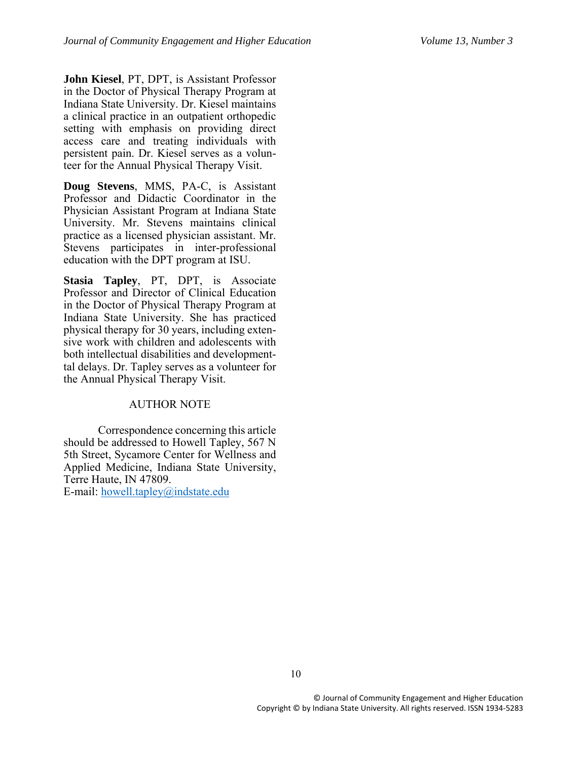**John Kiesel**, PT, DPT, is Assistant Professor in the Doctor of Physical Therapy Program at Indiana State University. Dr. Kiesel maintains a clinical practice in an outpatient orthopedic setting with emphasis on providing direct access care and treating individuals with persistent pain. Dr. Kiesel serves as a volunteer for the Annual Physical Therapy Visit.

**Doug Stevens**, MMS, PA-C, is Assistant Professor and Didactic Coordinator in the Physician Assistant Program at Indiana State University. Mr. Stevens maintains clinical practice as a licensed physician assistant. Mr. Stevens participates in inter-professional education with the DPT program at ISU.

**Stasia Tapley**, PT, DPT, is Associate Professor and Director of Clinical Education in the Doctor of Physical Therapy Program at Indiana State University. She has practiced physical therapy for 30 years, including extensive work with children and adolescents with both intellectual disabilities and developmental delays. Dr. Tapley serves as a volunteer for the Annual Physical Therapy Visit.

## AUTHOR NOTE

Correspondence concerning this article should be addressed to Howell Tapley, 567 N 5th Street, Sycamore Center for Wellness and Applied Medicine, Indiana State University, Terre Haute, IN 47809.
E-mail: howell.tapley@indstate.edu